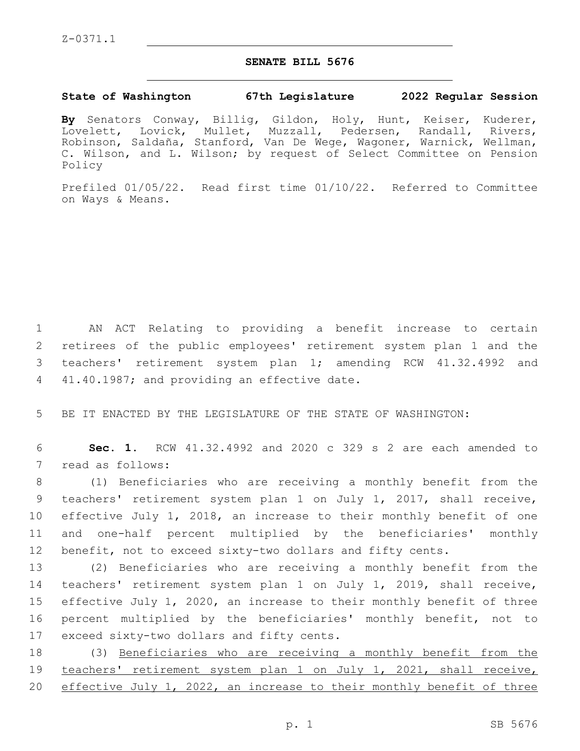Z-0371.1

# SENATE BILL 5676

**State of Washington 67th Legislature 2022 Regular Session**

**By** Senators Conway, Billig, Gildon, Holy, Hunt, Keiser, Kuderer, Lovelett, Lovick, Mullet, Muzzall, Pedersen, Randall, Rivers, Robinson, Saldaña, Stanford, Van De Wege, Wagoner, Warnick, Wellman, C. Wilson, and L. Wilson; by request of Select Committee on Pension Policy

Prefiled 01/05/22. Read first time 01/10/22. Referred to Committee on Ways & Means.

AN ACT Relating to providing a benefit increase to certain retirees of the public employees' retirement system plan 1 and the teachers' retirement system plan 1; amending RCW 41.32.4992 and 41.40.1987; and providing an effective date.

BE IT ENACTED BY THE LEGISLATURE OF THE STATE OF WASHINGTON:

**Sec. 1.** RCW 41.32.4992 and 2020 c 329 s 2 are each amended to read as follows:

(1) Beneficiaries who are receiving a monthly benefit from the teachers' retirement system plan 1 on July 1, 2017, shall receive, effective July 1, 2018, an increase to their monthly benefit of one and one-half percent multiplied by the beneficiaries' monthly benefit, not to exceed sixty-two dollars and fifty cents.

(2) Beneficiaries who are receiving a monthly benefit from the teachers' retirement system plan 1 on July 1, 2019, shall receive, effective July 1, 2020, an increase to their monthly benefit of three percent multiplied by the beneficiaries' monthly benefit, not to exceed sixty-two dollars and fifty cents.

(3) <u>Beneficiaries who are receiving a monthly benefit from the teachers' retirement system plan 1 on July 1, 2021, shall receive, effective July 1, 2022, an increase to their monthly benefit of three</u>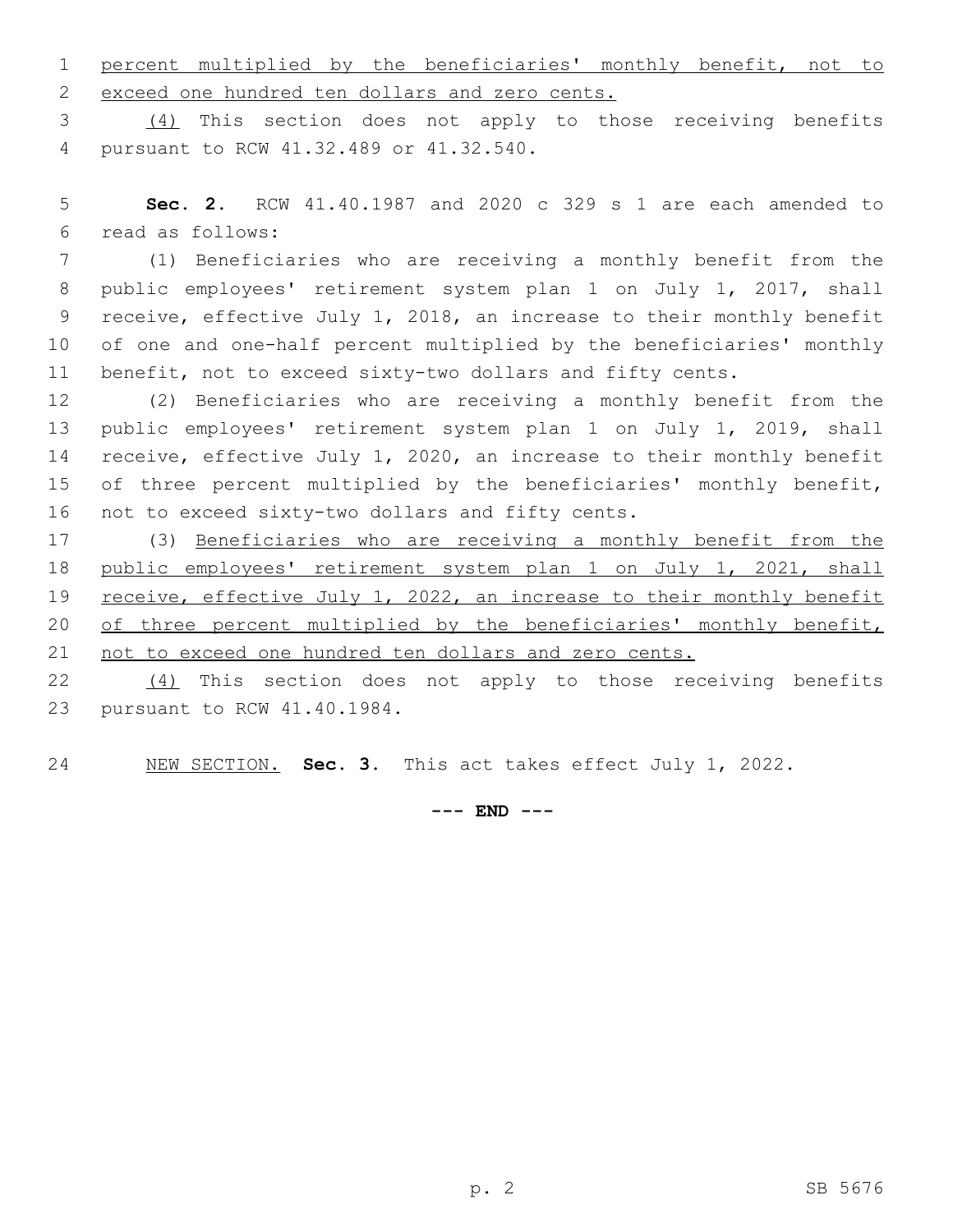percent multiplied by the beneficiaries' monthly benefit, not to exceed one hundred ten dollars and zero cents.

(4) This section does not apply to those receiving benefits pursuant to RCW 41.32.489 or 41.32.540.

**Sec. 2.** RCW 41.40.1987 and 2020 c 329 s 1 are each amended to read as follows:

(1) Beneficiaries who are receiving a monthly benefit from the public employees' retirement system plan 1 on July 1, 2017, shall receive, effective July 1, 2018, an increase to their monthly benefit of one and one-half percent multiplied by the beneficiaries' monthly benefit, not to exceed sixty-two dollars and fifty cents.

(2) Beneficiaries who are receiving a monthly benefit from the public employees' retirement system plan 1 on July 1, 2019, shall receive, effective July 1, 2020, an increase to their monthly benefit of three percent multiplied by the beneficiaries' monthly benefit, not to exceed sixty-two dollars and fifty cents.

(3) Beneficiaries who are receiving a monthly benefit from the public employees' retirement system plan 1 on July 1, 2021, shall receive, effective July 1, 2022, an increase to their monthly benefit of three percent multiplied by the beneficiaries' monthly benefit, not to exceed one hundred ten dollars and zero cents.

(4) This section does not apply to those receiving benefits pursuant to RCW 41.40.1984.

NEW SECTION. **Sec. 3.** This act takes effect July 1, 2022.

**--- END ---**